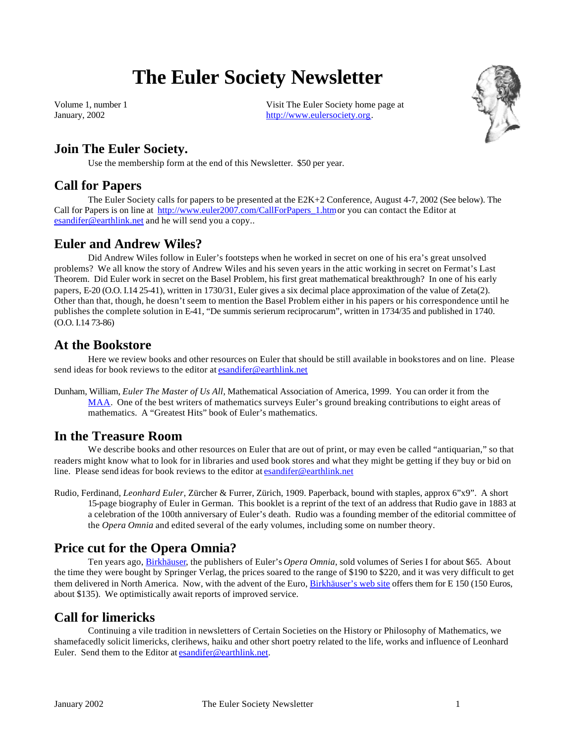# The Euler Society Newsletter

Volume 1, number 1
January, 2002

Visit The Euler Society home page at
http://www.eulersociety.org.

## Join The Euler Society.

Use the membership form at the end of this Newsletter. $50 per year.

## Call for Papers

The Euler Society calls for papers to be presented at the E2K+2 Conference, August 4-7, 2002 (See below). The Call for Papers is on line at http://www.euler2007.com/CallForPapers_1.htm or you can contact the Editor at esandifer@earthlink.net and he will send you a copy..

## Euler and Andrew Wiles?

Did Andrew Wiles follow in Euler's footsteps when he worked in secret on one of his era's great unsolved problems? We all know the story of Andrew Wiles and his seven years in the attic working in secret on Fermat's Last Theorem. Did Euler work in secret on the Basel Problem, his first great mathematical breakthrough? In one of his early papers, E-20 (O.O. I.14 25-41), written in 1730/31, Euler gives a six decimal place approximation of the value of Zeta(2). Other than that, though, he doesn't seem to mention the Basel Problem either in his papers or his correspondence until he publishes the complete solution in E-41, "De summis serierum reciprocarum", written in 1734/35 and published in 1740. (O.O. I.14 73-86)

## At the Bookstore

Here we review books and other resources on Euler that should be still available in bookstores and on line. Please send ideas for book reviews to the editor at esandifer@earthlink.net

Dunham, William, *Euler The Master of Us All*, Mathematical Association of America, 1999. You can order it from the MAA. One of the best writers of mathematics surveys Euler's ground breaking contributions to eight areas of mathematics. A "Greatest Hits" book of Euler's mathematics.

## In the Treasure Room

We describe books and other resources on Euler that are out of print, or may even be called "antiquarian," so that readers might know what to look for in libraries and used book stores and what they might be getting if they buy or bid on line. Please send ideas for book reviews to the editor at esandifer@earthlink.net

Rudio, Ferdinand, *Leonhard Euler*, Zürcher & Furrer, Zürich, 1909. Paperback, bound with staples, approx 6"x9". A short 15-page biography of Euler in German. This booklet is a reprint of the text of an address that Rudio gave in 1883 at a celebration of the 100th anniversary of Euler's death. Rudio was a founding member of the editorial committee of the *Opera Omnia* and edited several of the early volumes, including some on number theory.

## Price cut for the Opera Omnia?

Ten years ago, Birkhäuser, the publishers of Euler's *Opera Omnia*, sold volumes of Series I for about $65. About the time they were bought by Springer Verlag, the prices soared to the range of $190 to $220, and it was very difficult to get them delivered in North America. Now, with the advent of the Euro, Birkhäuser's web site offers them for E 150 (150 Euros, about $135). We optimistically await reports of improved service.

## Call for limericks

Continuing a vile tradition in newsletters of Certain Societies on the History or Philosophy of Mathematics, we shamefacedly solicit limericks, clerihews, haiku and other short poetry related to the life, works and influence of Leonhard Euler. Send them to the Editor at esandifer@earthlink.net.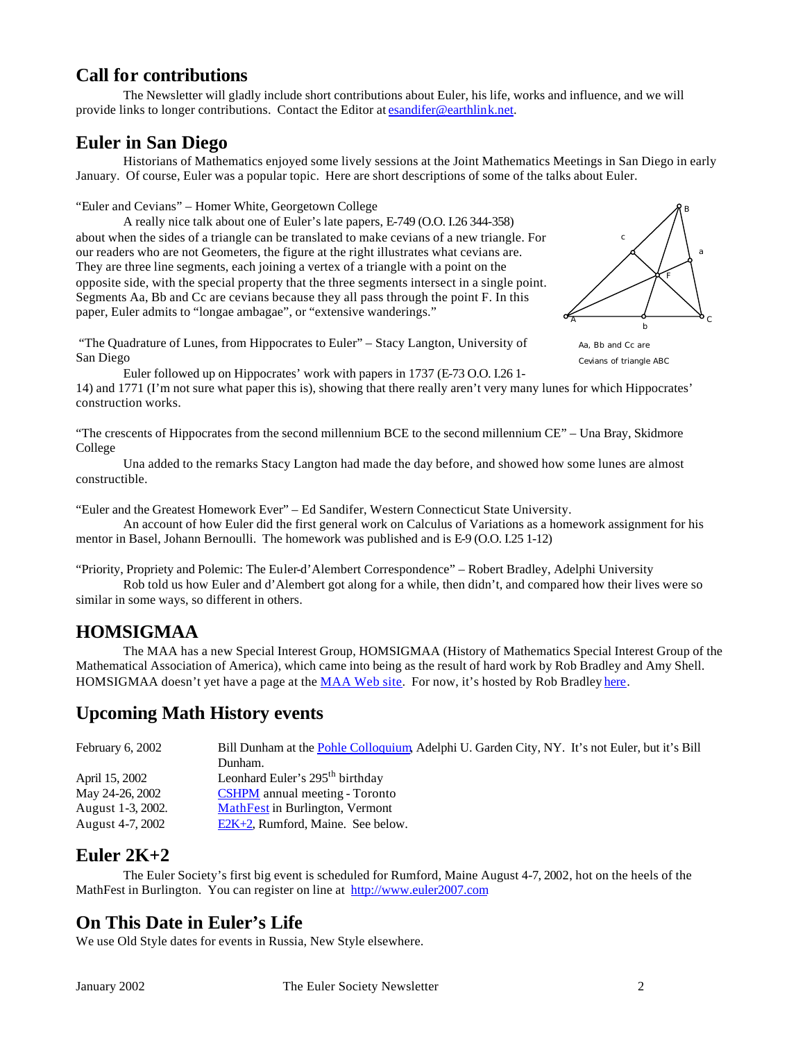## Call for contributions

The Newsletter will gladly include short contributions about Euler, his life, works and influence, and we will provide links to longer contributions. Contact the Editor at esandifer@earthlink.net.

## Euler in San Diego

Historians of Mathematics enjoyed some lively sessions at the Joint Mathematics Meetings in San Diego in early January. Of course, Euler was a popular topic. Here are short descriptions of some of the talks about Euler.

"Euler and Cevians" – Homer White, Georgetown College

A really nice talk about one of Euler's late papers, E-749 (O.O. I.26 344-358) about when the sides of a triangle can be translated to make cevians of a new triangle. For our readers who are not Geometers, the figure at the right illustrates what cevians are. They are three line segments, each joining a vertex of a triangle with a point on the opposite side, with the special property that the three segments intersect in a single point. Segments Aa, Bb and Cc are cevians because they all pass through the point F. In this paper, Euler admits to "longae ambagae", or "extensive wanderings."

Aa, Bb and Cc are Cevians of triangle ABC

"The Quadrature of Lunes, from Hippocrates to Euler" – Stacy Langton, University of San Diego

Euler followed up on Hippocrates' work with papers in 1737 (E-73 O.O. I.26 1-14) and 1771 (I'm not sure what paper this is), showing that there really aren't very many lunes for which Hippocrates' construction works.

"The crescents of Hippocrates from the second millennium BCE to the second millennium CE" – Una Bray, Skidmore College

Una added to the remarks Stacy Langton had made the day before, and showed how some lunes are almost constructible.

"Euler and the Greatest Homework Ever" – Ed Sandifer, Western Connecticut State University.

An account of how Euler did the first general work on Calculus of Variations as a homework assignment for his mentor in Basel, Johann Bernoulli. The homework was published and is E-9 (O.O. I.25 1-12)

"Priority, Propriety and Polemic: The Euler-d'Alembert Correspondence" – Robert Bradley, Adelphi University

Rob told us how Euler and d'Alembert got along for a while, then didn't, and compared how their lives were so similar in some ways, so different in others.

## HOMSIGMAA

The MAA has a new Special Interest Group, HOMSIGMAA (History of Mathematics Special Interest Group of the Mathematical Association of America), which came into being as the result of hard work by Rob Bradley and Amy Shell. HOMSIGMAA doesn't yet have a page at the MAA Web site. For now, it's hosted by Rob Bradley here.

## Upcoming Math History events

| | |
|---|---|
| February 6, 2002 | Bill Dunham at the Pohle Colloquium, Adelphi U. Garden City, NY. It's not Euler, but it's Bill Dunham. |
| April 15, 2002 | Leonhard Euler's 295th birthday |
| May 24-26, 2002 | CSHPM annual meeting - Toronto |
| August 1-3, 2002. | MathFest in Burlington, Vermont |
| August 4-7, 2002 | E2K+2, Rumford, Maine. See below. |

## Euler 2K+2

The Euler Society's first big event is scheduled for Rumford, Maine August 4-7, 2002, hot on the heels of the MathFest in Burlington. You can register on line at http://www.euler2007.com

## On This Date in Euler's Life

We use Old Style dates for events in Russia, New Style elsewhere.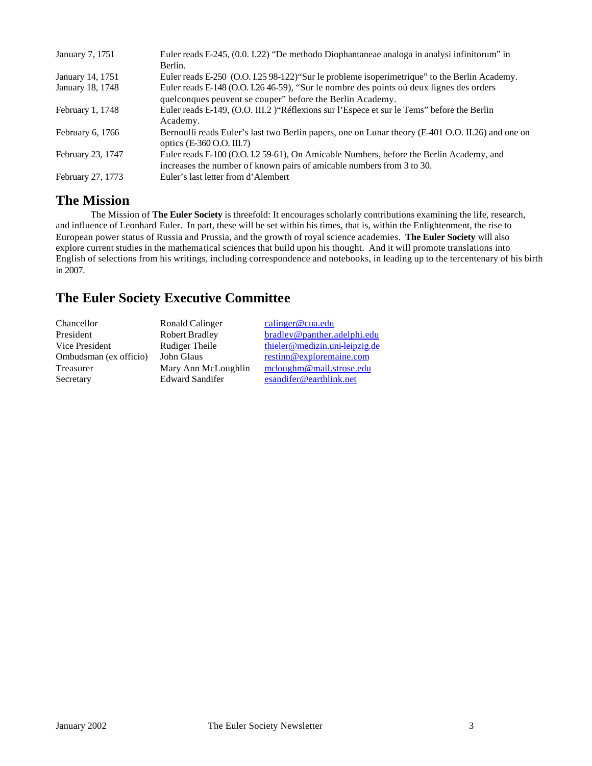| | |
|---|---|
| January 7, 1751 | Euler reads E-245, (0.0. I.22) "De methodo Diophantaneae analoga in analysi infinitorum" in Berlin. |
| January 14, 1751 | Euler reads E-250 (O.O. I.25 98-122)"Sur le probleme isoperimetrique" to the Berlin Academy. |
| January 18, 1748 | Euler reads E-148 (O.O. I.26 46-59), "Sur le nombre des points oú deux lignes des orders quelconques peuvent se couper" before the Berlin Academy. |
| February 1, 1748 | Euler reads E-149, (O.O. III.2 )"Réflexions sur l'Espece et sur le Tems" before the Berlin Academy. |
| February 6, 1766 | Bernoulli reads Euler's last two Berlin papers, one on Lunar theory (E-401 O.O. II.26) and one on optics (E-360 O.O. III.7) |
| February 23, 1747 | Euler reads E-100 (O.O. I.2 59-61), On Amicable Numbers, before the Berlin Academy, and increases the number of known pairs of amicable numbers from 3 to 30. |
| February 27, 1773 | Euler's last letter from d'Alembert |

## The Mission

The Mission of **The Euler Society** is threefold: It encourages scholarly contributions examining the life, research, and influence of Leonhard Euler. In part, these will be set within his times, that is, within the Enlightenment, the rise to European power status of Russia and Prussia, and the growth of royal science academies. **The Euler Society** will also explore current studies in the mathematical sciences that build upon his thought. And it will promote translations into English of selections from his writings, including correspondence and notebooks, in leading up to the tercentenary of his birth in 2007.

## The Euler Society Executive Committee

| | | |
|---|---|---|
| Chancellor | Ronald Calinger | calinger@cua.edu |
| President | Robert Bradley | bradley@panther.adelphi.edu |
| Vice President | Rudiger Theile | thieler@medizin.uni-leipzig.de |
| Ombudsman (ex officio) | John Glaus | restinn@exploremaine.com |
| Treasurer | Mary Ann McLoughlin | mcloughm@mail.strose.edu |
| Secretary | Edward Sandifer | esandifer@earthlink.net |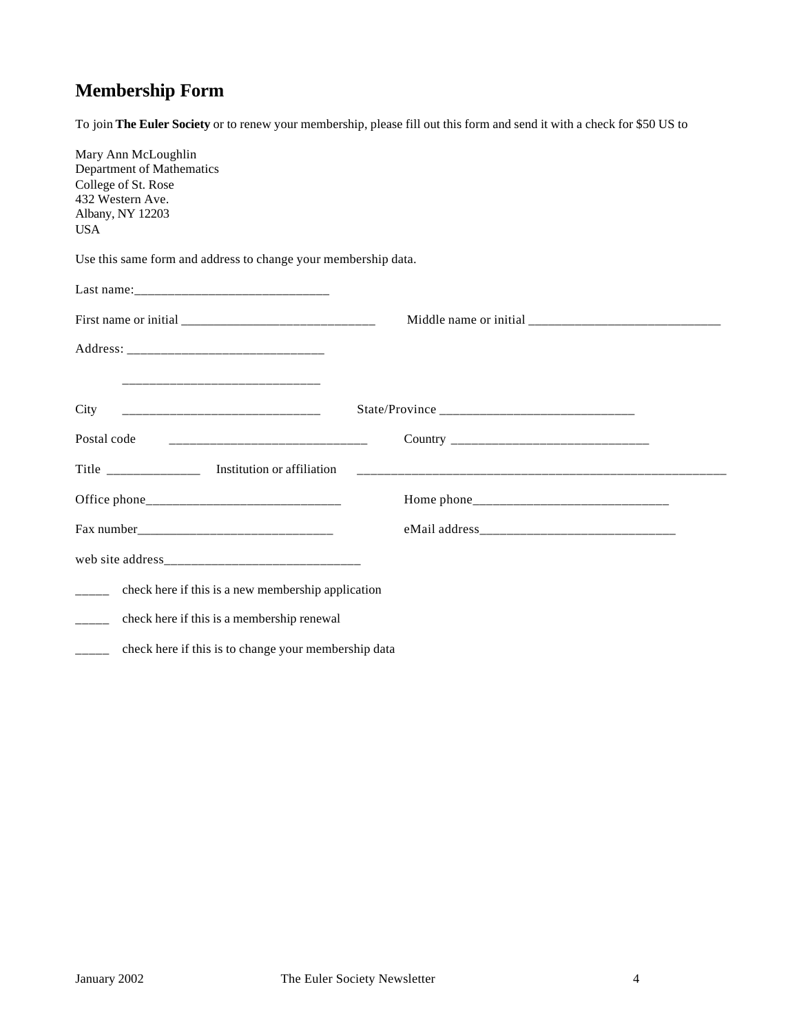## Membership Form

To join **The Euler Society** or to renew your membership, please fill out this form and send it with a check for $50 US to

Mary Ann McLoughlin
Department of Mathematics
College of St. Rose
432 Western Ave.
Albany, NY 12203
USA

Use this same form and address to change your membership data.

Last name:______________________________

First name or initial ______________________________ Middle name or initial ______________________________

Address: ______________________________

______________________________

City ______________________________ State/Province ______________________________

Postal code ______________________________ Country ______________________________

Title ______________ Institution or affiliation __________________________________________________________

Office phone______________________________ Home phone______________________________

Fax number______________________________ eMail address______________________________

web site address______________________________

_____ check here if this is a new membership application

_____ check here if this is a membership renewal

_____ check here if this is to change your membership data